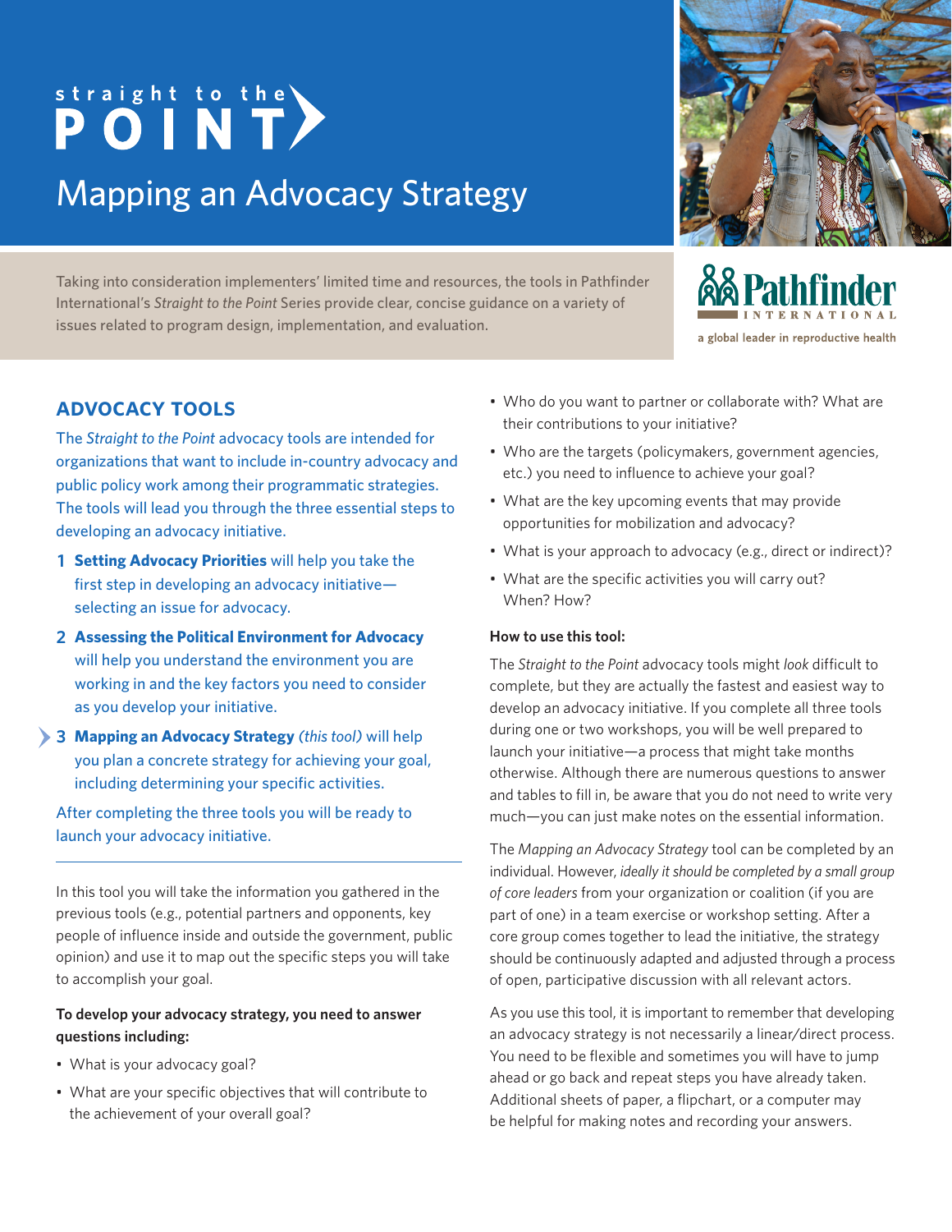# straight to the POINT

# Mapping an Advocacy Strategy

Taking into consideration implementers' limited time and resources, the tools in Pathfinder International's *Straight to the Point* Series provide clear, concise guidance on a variety of issues related to program design, implementation, and evaluation.

Pathfinder INTERNATIONAL

a global leader in reproductive health

## ADVOCACY TOOLS

The *Straight to the Point* advocacy tools are intended for organizations that want to include in-country advocacy and public policy work among their programmatic strategies. The tools will lead you through the three essential steps to developing an advocacy initiative.

1. **Setting Advocacy Priorities** will help you take the first step in developing an advocacy initiative—selecting an issue for advocacy.
2. **Assessing the Political Environment for Advocacy** will help you understand the environment you are working in and the key factors you need to consider as you develop your initiative.
3. **Mapping an Advocacy Strategy** *(this tool)* will help you plan a concrete strategy for achieving your goal, including determining your specific activities.

After completing the three tools you will be ready to launch your advocacy initiative.

---

In this tool you will take the information you gathered in the previous tools (e.g., potential partners and opponents, key people of influence inside and outside the government, public opinion) and use it to map out the specific steps you will take to accomplish your goal.

**To develop your advocacy strategy, you need to answer questions including:**

- What is your advocacy goal?
- What are your specific objectives that will contribute to the achievement of your overall goal?
- Who do you want to partner or collaborate with? What are their contributions to your initiative?
- Who are the targets (policymakers, government agencies, etc.) you need to influence to achieve your goal?
- What are the key upcoming events that may provide opportunities for mobilization and advocacy?
- What is your approach to advocacy (e.g., direct or indirect)?
- What are the specific activities you will carry out? When? How?

**How to use this tool:**

The *Straight to the Point* advocacy tools might *look* difficult to complete, but they are actually the fastest and easiest way to develop an advocacy initiative. If you complete all three tools during one or two workshops, you will be well prepared to launch your initiative—a process that might take months otherwise. Although there are numerous questions to answer and tables to fill in, be aware that you do not need to write very much—you can just make notes on the essential information.

The *Mapping an Advocacy Strategy* tool can be completed by an individual. However, *ideally it should be completed by a small group of core leaders* from your organization or coalition (if you are part of one) in a team exercise or workshop setting. After a core group comes together to lead the initiative, the strategy should be continuously adapted and adjusted through a process of open, participative discussion with all relevant actors.

As you use this tool, it is important to remember that developing an advocacy strategy is not necessarily a linear/direct process. You need to be flexible and sometimes you will have to jump ahead or go back and repeat steps you have already taken. Additional sheets of paper, a flipchart, or a computer may be helpful for making notes and recording your answers.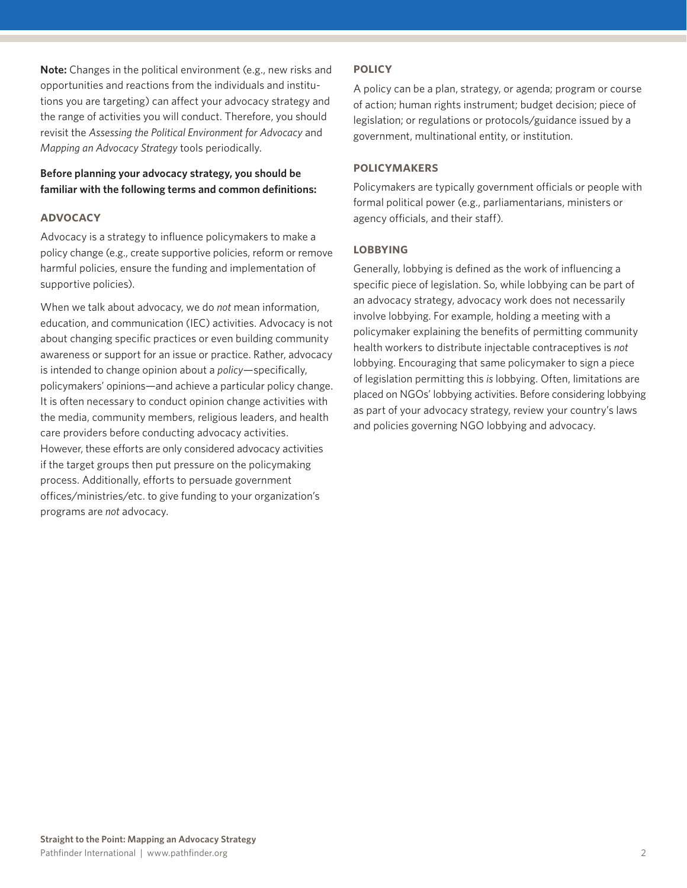**Note:** Changes in the political environment (e.g., new risks and opportunities and reactions from the individuals and institutions you are targeting) can affect your advocacy strategy and the range of activities you will conduct. Therefore, you should revisit the *Assessing the Political Environment for Advocacy* and *Mapping an Advocacy Strategy* tools periodically.

**Before planning your advocacy strategy, you should be familiar with the following terms and common definitions:**

### ADVOCACY

Advocacy is a strategy to influence policymakers to make a policy change (e.g., create supportive policies, reform or remove harmful policies, ensure the funding and implementation of supportive policies).

When we talk about advocacy, we do *not* mean information, education, and communication (IEC) activities. Advocacy is not about changing specific practices or even building community awareness or support for an issue or practice. Rather, advocacy is intended to change opinion about a *policy*—specifically, policymakers' opinions—and achieve a particular policy change. It is often necessary to conduct opinion change activities with the media, community members, religious leaders, and health care providers before conducting advocacy activities. However, these efforts are only considered advocacy activities if the target groups then put pressure on the policymaking process. Additionally, efforts to persuade government offices/ministries/etc. to give funding to your organization's programs are *not* advocacy.

### POLICY

A policy can be a plan, strategy, or agenda; program or course of action; human rights instrument; budget decision; piece of legislation; or regulations or protocols/guidance issued by a government, multinational entity, or institution.

### POLICYMAKERS

Policymakers are typically government officials or people with formal political power (e.g., parliamentarians, ministers or agency officials, and their staff).

### LOBBYING

Generally, lobbying is defined as the work of influencing a specific piece of legislation. So, while lobbying can be part of an advocacy strategy, advocacy work does not necessarily involve lobbying. For example, holding a meeting with a policymaker explaining the benefits of permitting community health workers to distribute injectable contraceptives is *not* lobbying. Encouraging that same policymaker to sign a piece of legislation permitting this *is* lobbying. Often, limitations are placed on NGOs' lobbying activities. Before considering lobbying as part of your advocacy strategy, review your country's laws and policies governing NGO lobbying and advocacy.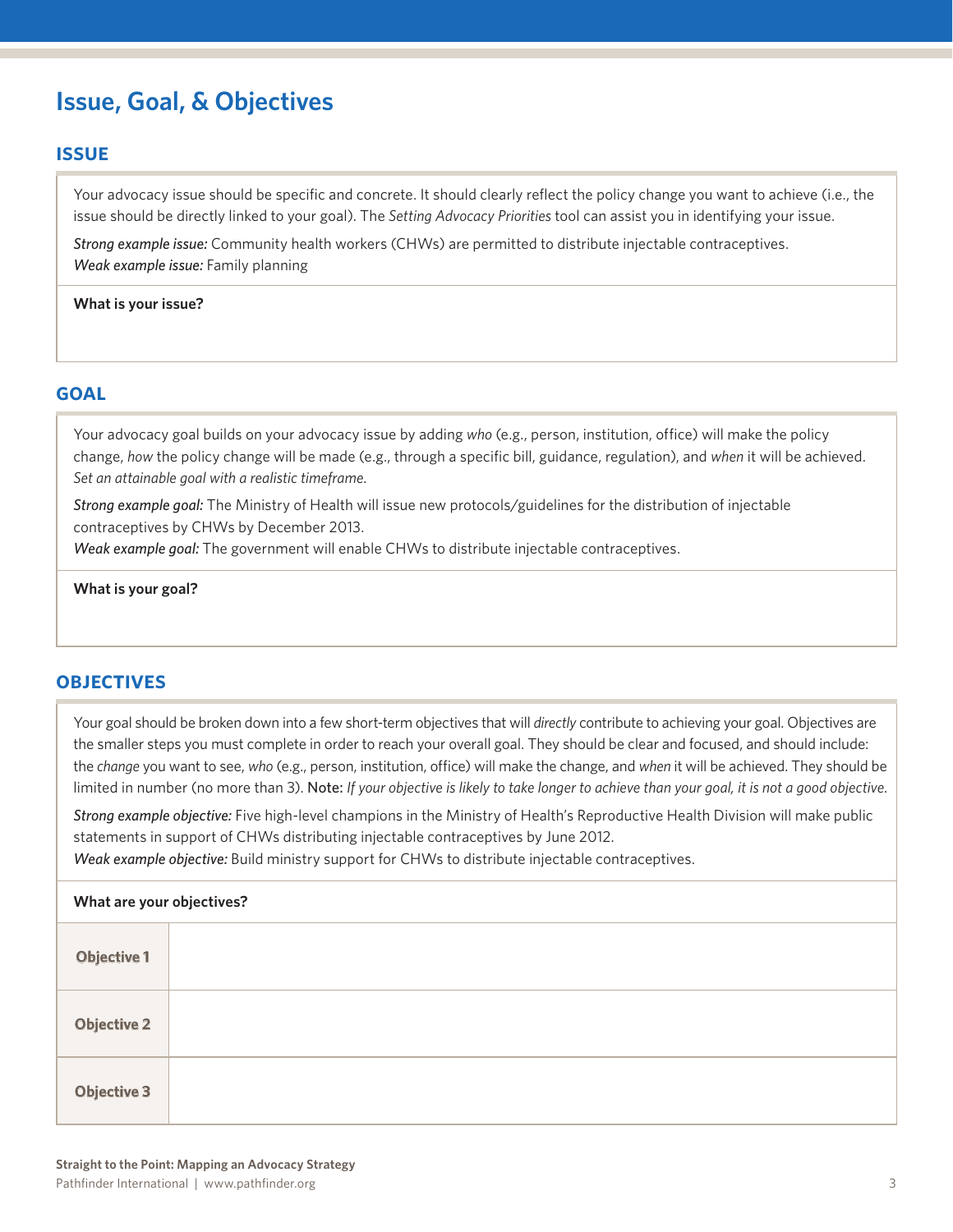# Issue, Goal, & Objectives

## ISSUE

Your advocacy issue should be specific and concrete. It should clearly reflect the policy change you want to achieve (i.e., the issue should be directly linked to your goal). The *Setting Advocacy Priorities* tool can assist you in identifying your issue.

*Strong example issue:* Community health workers (CHWs) are permitted to distribute injectable contraceptives.
*Weak example issue:* Family planning

**What is your issue?**

## GOAL

Your advocacy goal builds on your advocacy issue by adding *who* (e.g., person, institution, office) will make the policy change, *how* the policy change will be made (e.g., through a specific bill, guidance, regulation), and *when* it will be achieved. *Set an attainable goal with a realistic timeframe.*

*Strong example goal:* The Ministry of Health will issue new protocols/guidelines for the distribution of injectable contraceptives by CHWs by December 2013.
*Weak example goal:* The government will enable CHWs to distribute injectable contraceptives.

**What is your goal?**

## OBJECTIVES

Your goal should be broken down into a few short-term objectives that will *directly* contribute to achieving your goal. Objectives are the smaller steps you must complete in order to reach your overall goal. They should be clear and focused, and should include: the *change* you want to see, *who* (e.g., person, institution, office) will make the change, and *when* it will be achieved. They should be limited in number (no more than 3). Note: *If your objective is likely to take longer to achieve than your goal, it is not a good objective.*

*Strong example objective:* Five high-level champions in the Ministry of Health's Reproductive Health Division will make public statements in support of CHWs distributing injectable contraceptives by June 2012.
*Weak example objective:* Build ministry support for CHWs to distribute injectable contraceptives.

**What are your objectives?**

| | |
|---|---|
| **Objective 1** | |
| **Objective 2** | |
| **Objective 3** | |

**Straight to the Point: Mapping an Advocacy Strategy**
Pathfinder International | www.pathfinder.org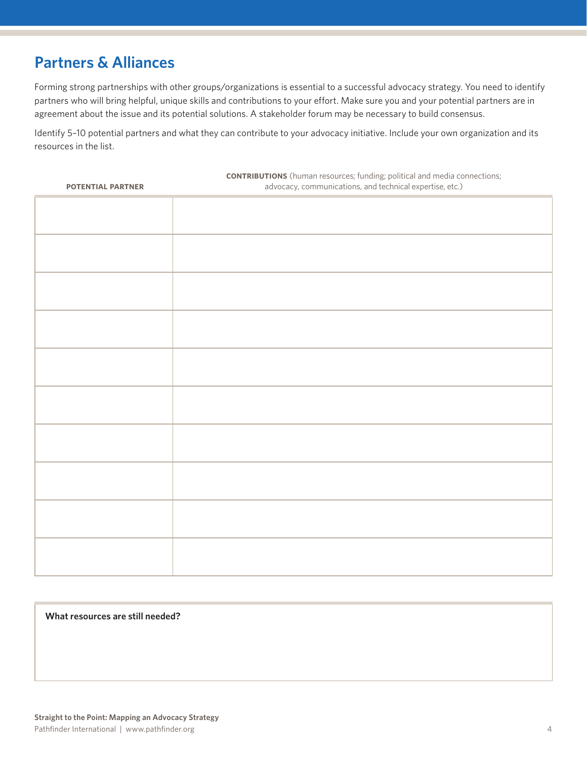## Partners & Alliances

Forming strong partnerships with other groups/organizations is essential to a successful advocacy strategy. You need to identify partners who will bring helpful, unique skills and contributions to your effort. Make sure you and your potential partners are in agreement about the issue and its potential solutions. A stakeholder forum may be necessary to build consensus.

Identify 5–10 potential partners and what they can contribute to your advocacy initiative. Include your own organization and its resources in the list.

| **POTENTIAL PARTNER** | **CONTRIBUTIONS** (human resources; funding; political and media connections; advocacy, communications, and technical expertise, etc.) |
|---|---|
| | |
| | |
| | |
| | |
| | |
| | |
| | |
| | |
| | |
| | |

**What resources are still needed?**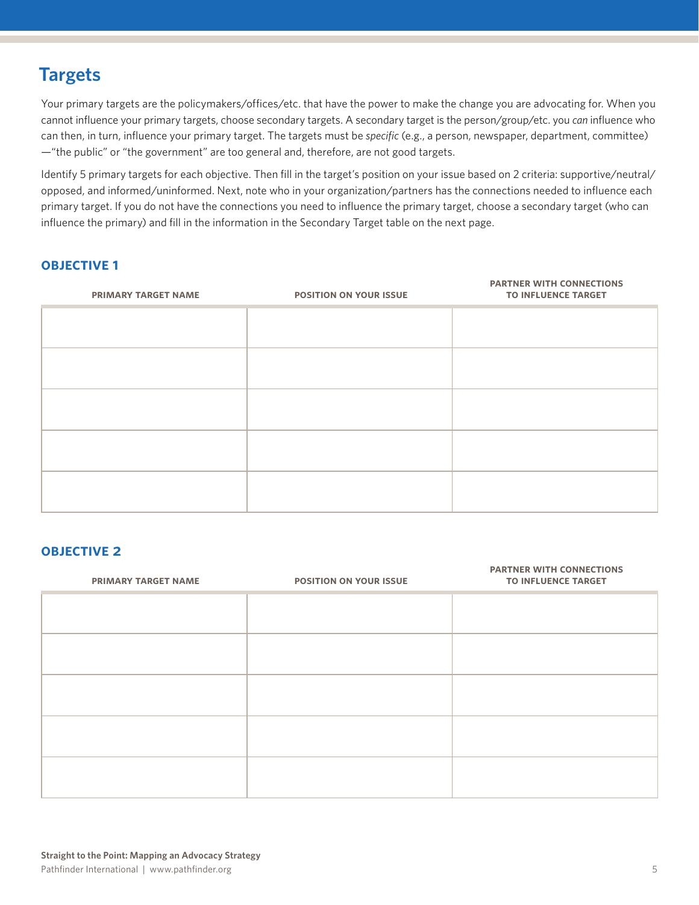## Targets

Your primary targets are the policymakers/offices/etc. that have the power to make the change you are advocating for. When you cannot influence your primary targets, choose secondary targets. A secondary target is the person/group/etc. you *can* influence who can then, in turn, influence your primary target. The targets must be *specific* (e.g., a person, newspaper, department, committee) —"the public" or "the government" are too general and, therefore, are not good targets.

Identify 5 primary targets for each objective. Then fill in the target's position on your issue based on 2 criteria: supportive/neutral/opposed, and informed/uninformed. Next, note who in your organization/partners has the connections needed to influence each primary target. If you do not have the connections you need to influence the primary target, choose a secondary target (who can influence the primary) and fill in the information in the Secondary Target table on the next page.

### OBJECTIVE 1

| PRIMARY TARGET NAME | POSITION ON YOUR ISSUE | PARTNER WITH CONNECTIONS TO INFLUENCE TARGET |
|---|---|---|
| | | |
| | | |
| | | |
| | | |
| | | |

### OBJECTIVE 2

| PRIMARY TARGET NAME | POSITION ON YOUR ISSUE | PARTNER WITH CONNECTIONS TO INFLUENCE TARGET |
|---|---|---|
| | | |
| | | |
| | | |
| | | |
| | | |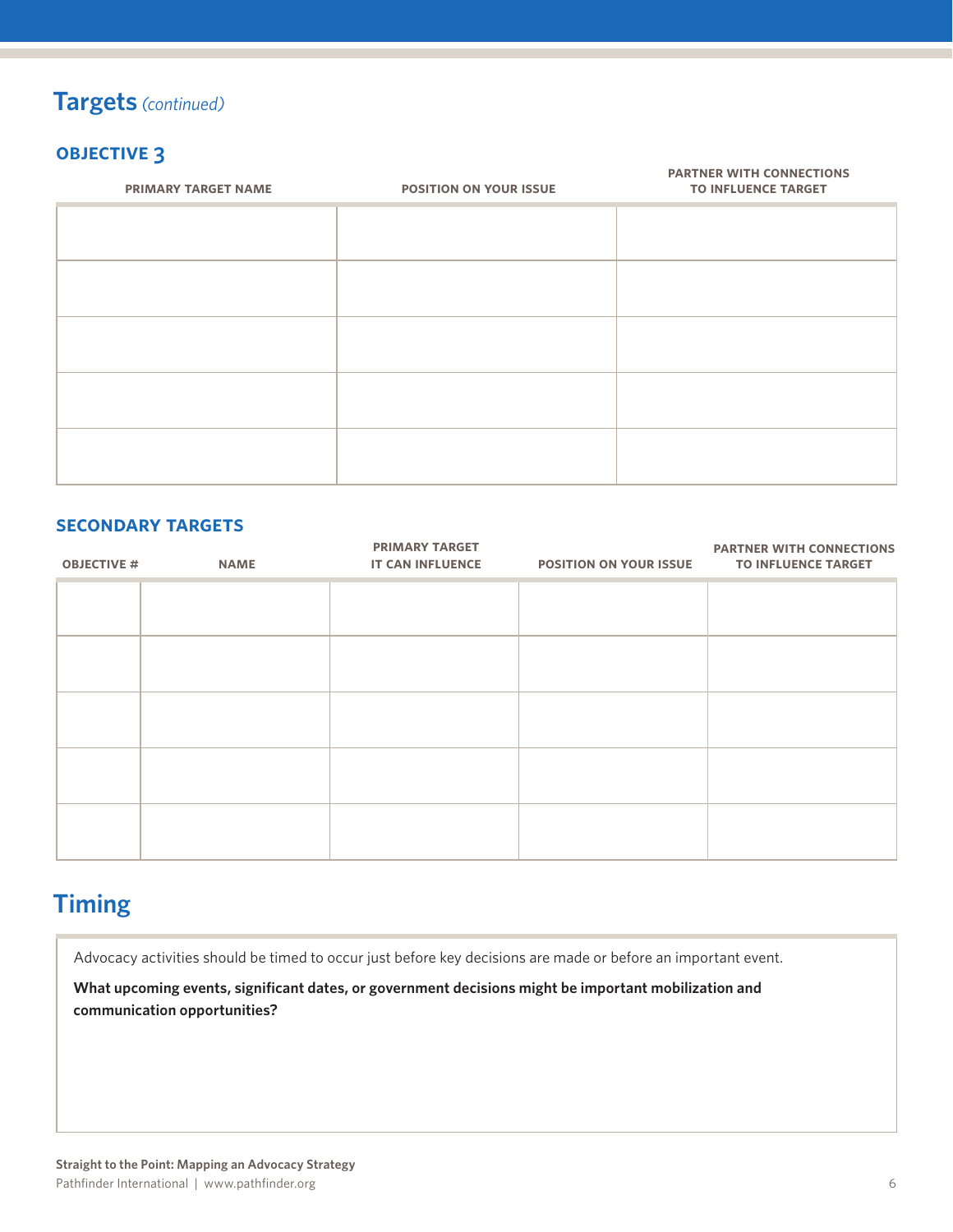## Targets *(continued)*

### OBJECTIVE 3

| PRIMARY TARGET NAME | POSITION ON YOUR ISSUE | PARTNER WITH CONNECTIONS TO INFLUENCE TARGET |
|---|---|---|
| | | |
| | | |
| | | |
| | | |
| | | |

### SECONDARY TARGETS

| OBJECTIVE # | NAME | PRIMARY TARGET IT CAN INFLUENCE | POSITION ON YOUR ISSUE | PARTNER WITH CONNECTIONS TO INFLUENCE TARGET |
|---|---|---|---|---|
| | | | | |
| | | | | |
| | | | | |
| | | | | |
| | | | | |

## Timing

Advocacy activities should be timed to occur just before key decisions are made or before an important event.

**What upcoming events, significant dates, or government decisions might be important mobilization and communication opportunities?**

**Straight to the Point: Mapping an Advocacy Strategy**
Pathfinder International | www.pathfinder.org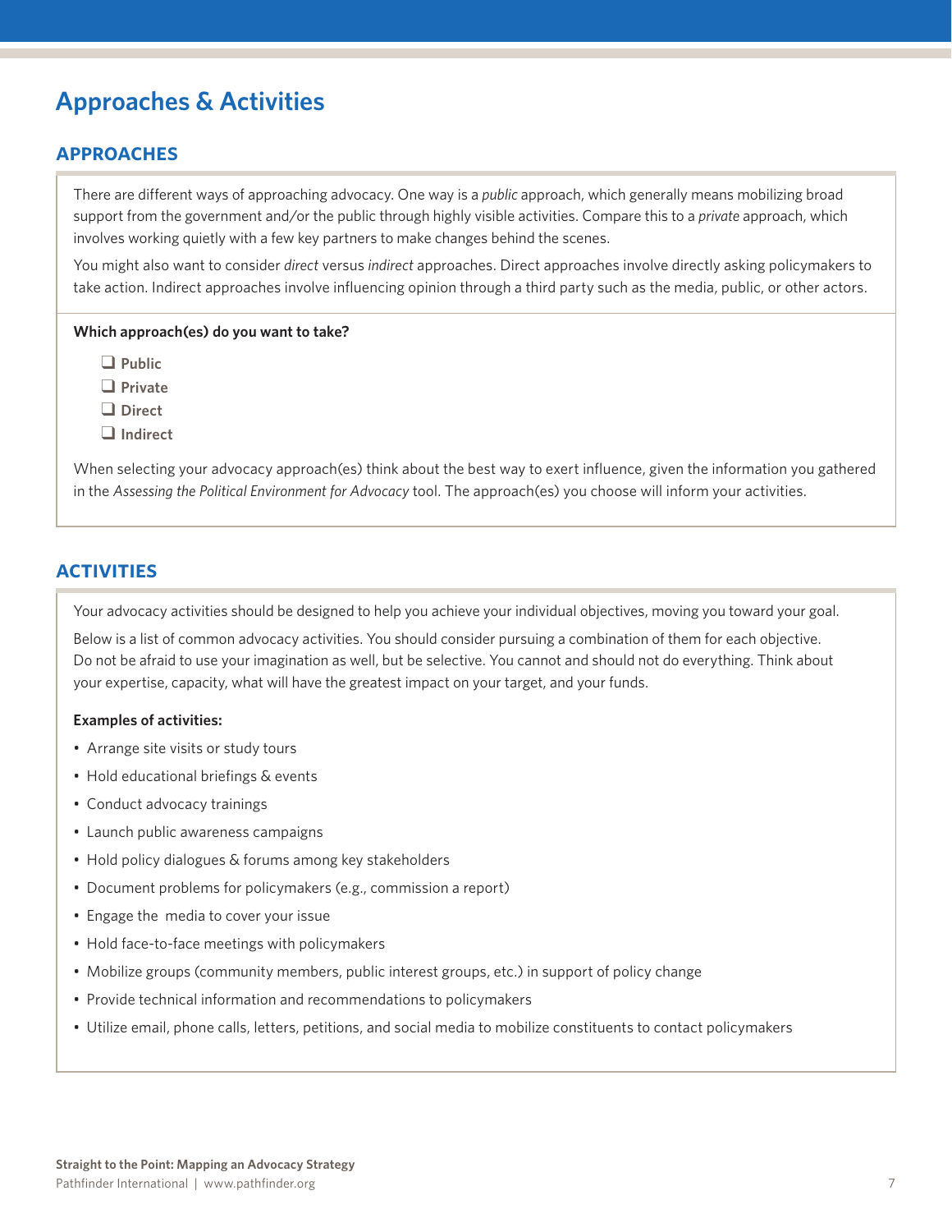# Approaches & Activities

## APPROACHES

There are different ways of approaching advocacy. One way is a *public* approach, which generally means mobilizing broad support from the government and/or the public through highly visible activities. Compare this to a *private* approach, which involves working quietly with a few key partners to make changes behind the scenes.

You might also want to consider *direct* versus *indirect* approaches. Direct approaches involve directly asking policymakers to take action. Indirect approaches involve influencing opinion through a third party such as the media, public, or other actors.

**Which approach(es) do you want to take?**

- ❑ **Public**
- ❑ **Private**
- ❑ **Direct**
- ❑ **Indirect**

When selecting your advocacy approach(es) think about the best way to exert influence, given the information you gathered in the *Assessing the Political Environment for Advocacy* tool. The approach(es) you choose will inform your activities.

## ACTIVITIES

Your advocacy activities should be designed to help you achieve your individual objectives, moving you toward your goal.

Below is a list of common advocacy activities. You should consider pursuing a combination of them for each objective. Do not be afraid to use your imagination as well, but be selective. You cannot and should not do everything. Think about your expertise, capacity, what will have the greatest impact on your target, and your funds.

**Examples of activities:**

- Arrange site visits or study tours
- Hold educational briefings & events
- Conduct advocacy trainings
- Launch public awareness campaigns
- Hold policy dialogues & forums among key stakeholders
- Document problems for policymakers (e.g., commission a report)
- Engage the media to cover your issue
- Hold face-to-face meetings with policymakers
- Mobilize groups (community members, public interest groups, etc.) in support of policy change
- Provide technical information and recommendations to policymakers
- Utilize email, phone calls, letters, petitions, and social media to mobilize constituents to contact policymakers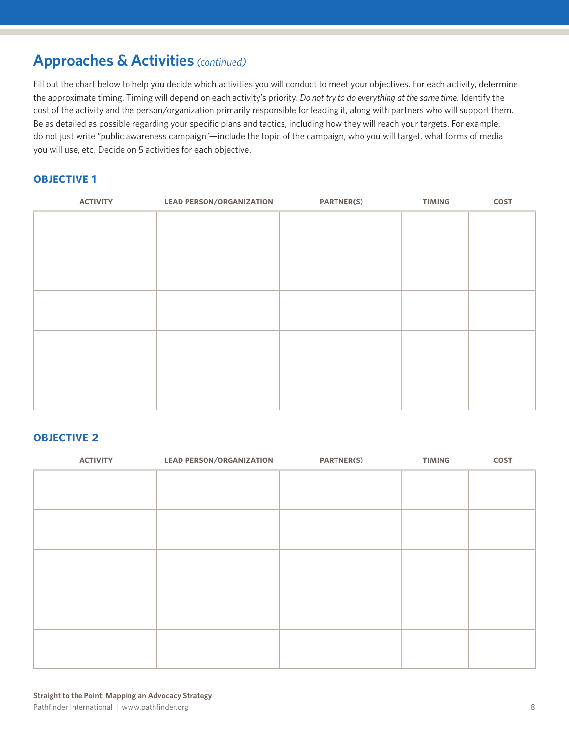## Approaches & Activities *(continued)*

Fill out the chart below to help you decide which activities you will conduct to meet your objectives. For each activity, determine the approximate timing. Timing will depend on each activity's priority. *Do not try to do everything at the same time.* Identify the cost of the activity and the person/organization primarily responsible for leading it, along with partners who will support them. Be as detailed as possible regarding your specific plans and tactics, including how they will reach your targets. For example, do not just write "public awareness campaign"—include the topic of the campaign, who you will target, what forms of media you will use, etc. Decide on 5 activities for each objective.

### OBJECTIVE 1

| ACTIVITY | LEAD PERSON/ORGANIZATION | PARTNER(S) | TIMING | COST |
|---|---|---|---|---|
| | | | | |
| | | | | |
| | | | | |
| | | | | |
| | | | | |

### OBJECTIVE 2

| ACTIVITY | LEAD PERSON/ORGANIZATION | PARTNER(S) | TIMING | COST |
|---|---|---|---|---|
| | | | | |
| | | | | |
| | | | | |
| | | | | |
| | | | | |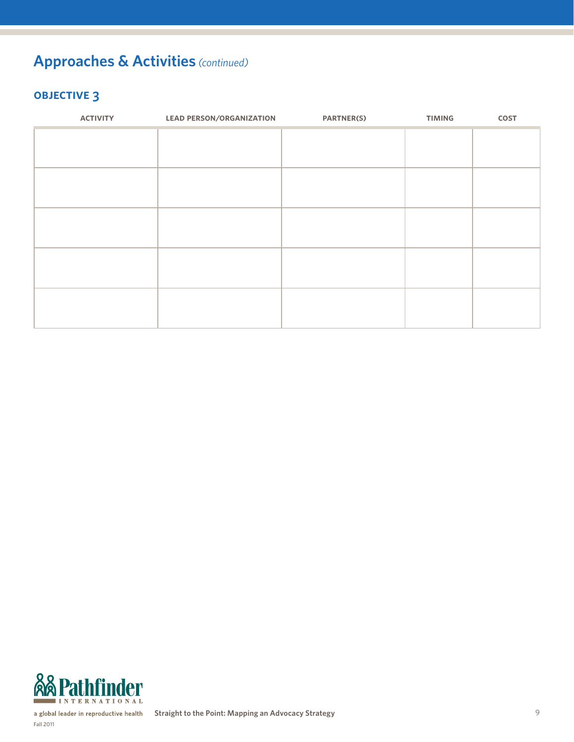## Approaches & Activities *(continued)*

### OBJECTIVE 3

| ACTIVITY | LEAD PERSON/ORGANIZATION | PARTNER(S) | TIMING | COST |
|---|---|---|---|---|
| | | | | |
| | | | | |
| | | | | |
| | | | | |
| | | | | |